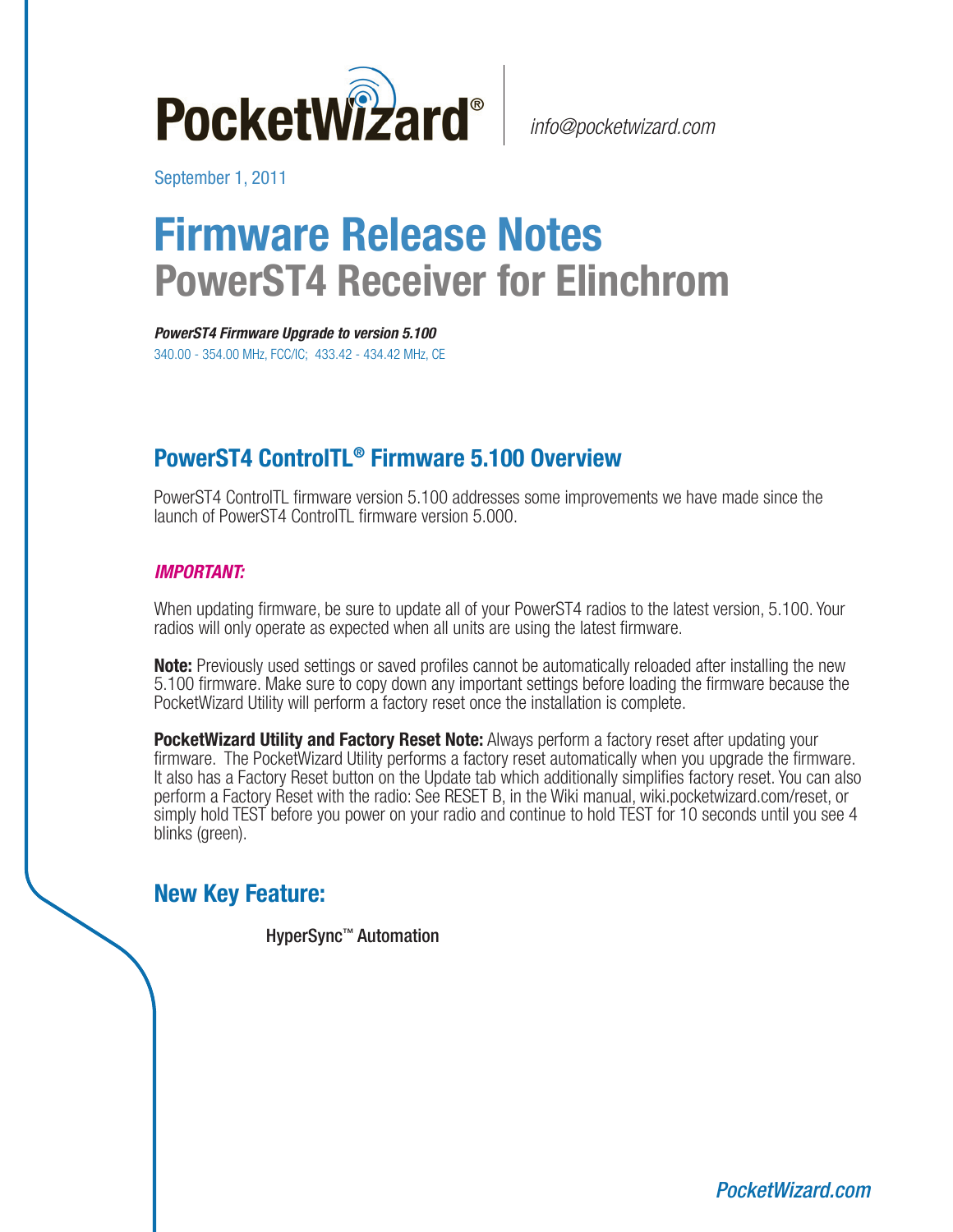PocketWizard® | info@pocketwizard.com

September 1, 2011

# Firmware Release Notes
# PowerST4 Receiver for Elinchrom

***PowerST4 Firmware Upgrade to version 5.100***

340.00 - 354.00 MHz, FCC/IC; 433.42 - 434.42 MHz, CE

## PowerST4 ControlTL® Firmware 5.100 Overview

PowerST4 ControlTL firmware version 5.100 addresses some improvements we have made since the launch of PowerST4 ControlTL firmware version 5.000.

***IMPORTANT:***

When updating firmware, be sure to update all of your PowerST4 radios to the latest version, 5.100. Your radios will only operate as expected when all units are using the latest firmware.

**Note:** Previously used settings or saved profiles cannot be automatically reloaded after installing the new 5.100 firmware. Make sure to copy down any important settings before loading the firmware because the PocketWizard Utility will perform a factory reset once the installation is complete.

**PocketWizard Utility and Factory Reset Note:** Always perform a factory reset after updating your firmware. The PocketWizard Utility performs a factory reset automatically when you upgrade the firmware. It also has a Factory Reset button on the Update tab which additionally simplifies factory reset. You can also perform a Factory Reset with the radio: See RESET B, in the Wiki manual, wiki.pocketwizard.com/reset, or simply hold TEST before you power on your radio and continue to hold TEST for 10 seconds until you see 4 blinks (green).

## New Key Feature:

HyperSync™ Automation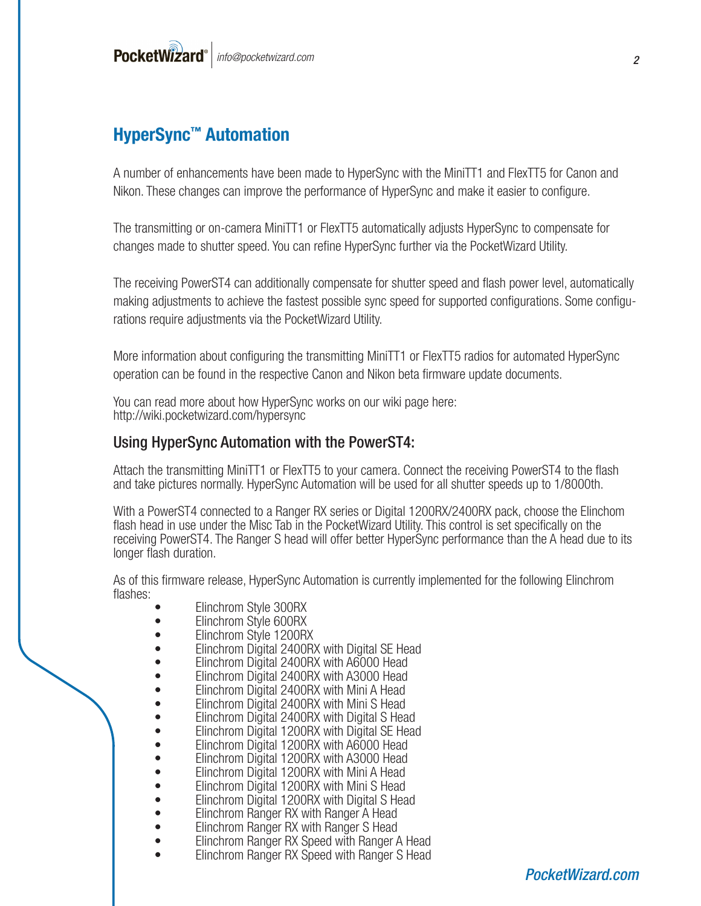## HyperSync™ Automation

A number of enhancements have been made to HyperSync with the MiniTT1 and FlexTT5 for Canon and Nikon. These changes can improve the performance of HyperSync and make it easier to configure.

The transmitting or on-camera MiniTT1 or FlexTT5 automatically adjusts HyperSync to compensate for changes made to shutter speed. You can refine HyperSync further via the PocketWizard Utility.

The receiving PowerST4 can additionally compensate for shutter speed and flash power level, automatically making adjustments to achieve the fastest possible sync speed for supported configurations. Some configurations require adjustments via the PocketWizard Utility.

More information about configuring the transmitting MiniTT1 or FlexTT5 radios for automated HyperSync operation can be found in the respective Canon and Nikon beta firmware update documents.

You can read more about how HyperSync works on our wiki page here:
http://wiki.pocketwizard.com/hypersync

### Using HyperSync Automation with the PowerST4:

Attach the transmitting MiniTT1 or FlexTT5 to your camera. Connect the receiving PowerST4 to the flash and take pictures normally. HyperSync Automation will be used for all shutter speeds up to 1/8000th.

With a PowerST4 connected to a Ranger RX series or Digital 1200RX/2400RX pack, choose the Elinchom flash head in use under the Misc Tab in the PocketWizard Utility. This control is set specifically on the receiving PowerST4. The Ranger S head will offer better HyperSync performance than the A head due to its longer flash duration.

As of this firmware release, HyperSync Automation is currently implemented for the following Elinchrom flashes:

- Elinchrom Style 300RX
- Elinchrom Style 600RX
- Elinchrom Style 1200RX
- Elinchrom Digital 2400RX with Digital SE Head
- Elinchrom Digital 2400RX with A6000 Head
- Elinchrom Digital 2400RX with A3000 Head
- Elinchrom Digital 2400RX with Mini A Head
- Elinchrom Digital 2400RX with Mini S Head
- Elinchrom Digital 2400RX with Digital S Head
- Elinchrom Digital 1200RX with Digital SE Head
- Elinchrom Digital 1200RX with A6000 Head
- Elinchrom Digital 1200RX with A3000 Head
- Elinchrom Digital 1200RX with Mini A Head
- Elinchrom Digital 1200RX with Mini S Head
- Elinchrom Digital 1200RX with Digital S Head
- Elinchrom Ranger RX with Ranger A Head
- Elinchrom Ranger RX with Ranger S Head
- Elinchrom Ranger RX Speed with Ranger A Head
- Elinchrom Ranger RX Speed with Ranger S Head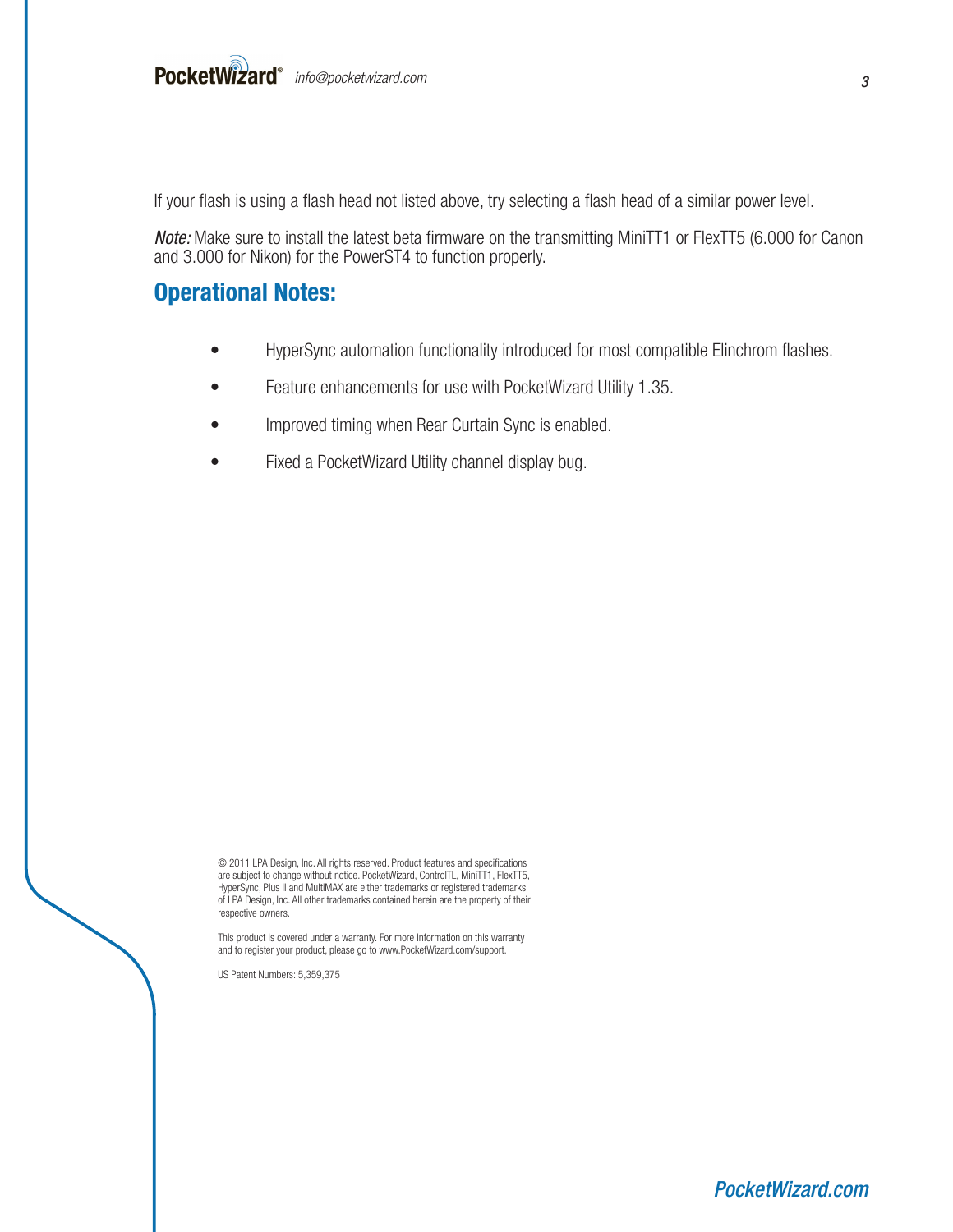If your flash is using a flash head not listed above, try selecting a flash head of a similar power level.

*Note:* Make sure to install the latest beta firmware on the transmitting MiniTT1 or FlexTT5 (6.000 for Canon and 3.000 for Nikon) for the PowerST4 to function properly.

## Operational Notes:

- HyperSync automation functionality introduced for most compatible Elinchrom flashes.
- Feature enhancements for use with PocketWizard Utility 1.35.
- Improved timing when Rear Curtain Sync is enabled.
- Fixed a PocketWizard Utility channel display bug.

© 2011 LPA Design, Inc. All rights reserved. Product features and specifications are subject to change without notice. PocketWizard, ControlTL, MiniTT1, FlexTT5, HyperSync, Plus II and MultiMAX are either trademarks or registered trademarks of LPA Design, Inc. All other trademarks contained herein are the property of their respective owners.

This product is covered under a warranty. For more information on this warranty and to register your product, please go to www.PocketWizard.com/support.

US Patent Numbers: 5,359,375